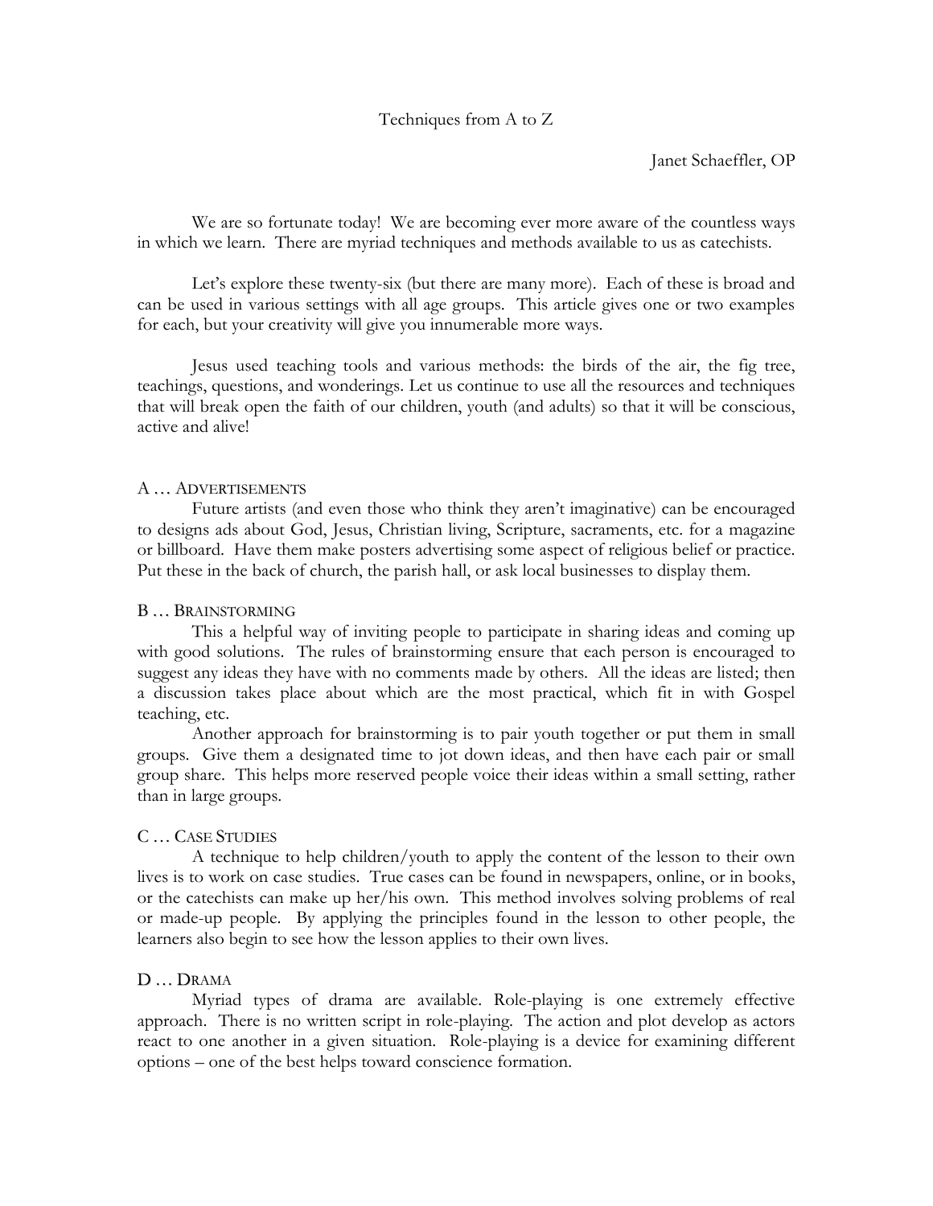# Techniques from A to Z

Janet Schaeffler, OP

We are so fortunate today! We are becoming ever more aware of the countless ways in which we learn. There are myriad techniques and methods available to us as catechists.

Let's explore these twenty-six (but there are many more). Each of these is broad and can be used in various settings with all age groups. This article gives one or two examples for each, but your creativity will give you innumerable more ways.

Jesus used teaching tools and various methods: the birds of the air, the fig tree, teachings, questions, and wonderings. Let us continue to use all the resources and techniques that will break open the faith of our children, youth (and adults) so that it will be conscious, active and alive!

## A … Advertisements

Future artists (and even those who think they aren't imaginative) can be encouraged to designs ads about God, Jesus, Christian living, Scripture, sacraments, etc. for a magazine or billboard. Have them make posters advertising some aspect of religious belief or practice. Put these in the back of church, the parish hall, or ask local businesses to display them.

## B … Brainstorming

This a helpful way of inviting people to participate in sharing ideas and coming up with good solutions. The rules of brainstorming ensure that each person is encouraged to suggest any ideas they have with no comments made by others. All the ideas are listed; then a discussion takes place about which are the most practical, which fit in with Gospel teaching, etc.

Another approach for brainstorming is to pair youth together or put them in small groups. Give them a designated time to jot down ideas, and then have each pair or small group share. This helps more reserved people voice their ideas within a small setting, rather than in large groups.

## C … Case Studies

A technique to help children/youth to apply the content of the lesson to their own lives is to work on case studies. True cases can be found in newspapers, online, or in books, or the catechists can make up her/his own. This method involves solving problems of real or made-up people. By applying the principles found in the lesson to other people, the learners also begin to see how the lesson applies to their own lives.

## D … Drama

Myriad types of drama are available. Role-playing is one extremely effective approach. There is no written script in role-playing. The action and plot develop as actors react to one another in a given situation. Role-playing is a device for examining different options – one of the best helps toward conscience formation.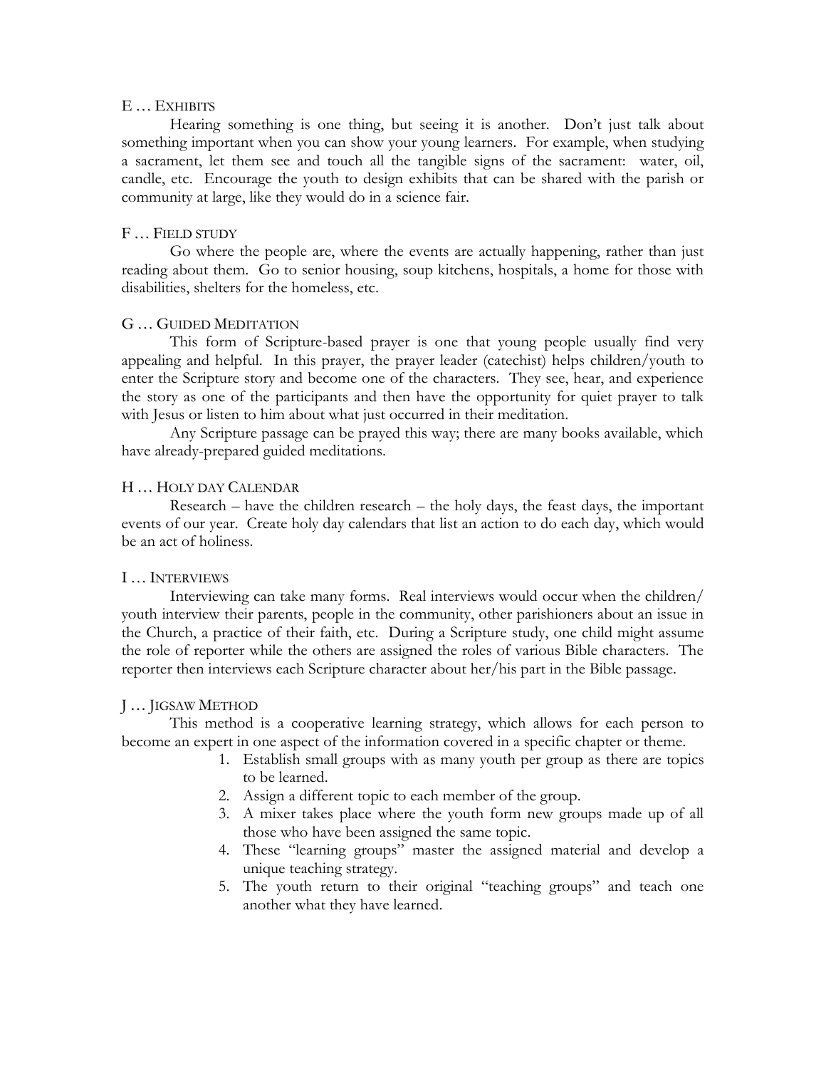### E … EXHIBITS

Hearing something is one thing, but seeing it is another. Don't just talk about something important when you can show your young learners. For example, when studying a sacrament, let them see and touch all the tangible signs of the sacrament: water, oil, candle, etc. Encourage the youth to design exhibits that can be shared with the parish or community at large, like they would do in a science fair.

### F … FIELD STUDY

Go where the people are, where the events are actually happening, rather than just reading about them. Go to senior housing, soup kitchens, hospitals, a home for those with disabilities, shelters for the homeless, etc.

### G … GUIDED MEDITATION

This form of Scripture-based prayer is one that young people usually find very appealing and helpful. In this prayer, the prayer leader (catechist) helps children/youth to enter the Scripture story and become one of the characters. They see, hear, and experience the story as one of the participants and then have the opportunity for quiet prayer to talk with Jesus or listen to him about what just occurred in their meditation.

Any Scripture passage can be prayed this way; there are many books available, which have already-prepared guided meditations.

### H … HOLY DAY CALENDAR

Research – have the children research – the holy days, the feast days, the important events of our year. Create holy day calendars that list an action to do each day, which would be an act of holiness.

### I … INTERVIEWS

Interviewing can take many forms. Real interviews would occur when the children/ youth interview their parents, people in the community, other parishioners about an issue in the Church, a practice of their faith, etc. During a Scripture study, one child might assume the role of reporter while the others are assigned the roles of various Bible characters. The reporter then interviews each Scripture character about her/his part in the Bible passage.

### J … JIGSAW METHOD

This method is a cooperative learning strategy, which allows for each person to become an expert in one aspect of the information covered in a specific chapter or theme.

1. Establish small groups with as many youth per group as there are topics to be learned.
2. Assign a different topic to each member of the group.
3. A mixer takes place where the youth form new groups made up of all those who have been assigned the same topic.
4. These "learning groups" master the assigned material and develop a unique teaching strategy.
5. The youth return to their original "teaching groups" and teach one another what they have learned.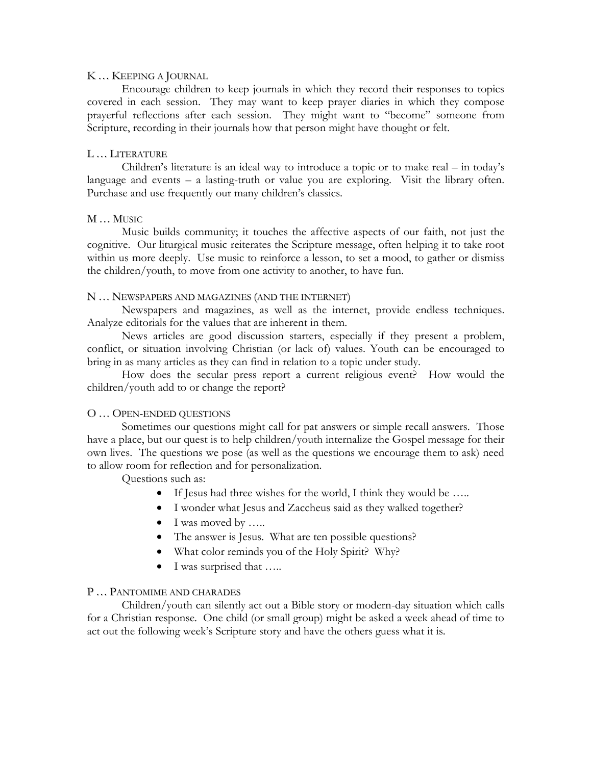### K … KEEPING A JOURNAL

Encourage children to keep journals in which they record their responses to topics covered in each session. They may want to keep prayer diaries in which they compose prayerful reflections after each session. They might want to "become" someone from Scripture, recording in their journals how that person might have thought or felt.

### L … LITERATURE

Children's literature is an ideal way to introduce a topic or to make real – in today's language and events – a lasting-truth or value you are exploring. Visit the library often. Purchase and use frequently our many children's classics.

### M … MUSIC

Music builds community; it touches the affective aspects of our faith, not just the cognitive. Our liturgical music reiterates the Scripture message, often helping it to take root within us more deeply. Use music to reinforce a lesson, to set a mood, to gather or dismiss the children/youth, to move from one activity to another, to have fun.

### N … NEWSPAPERS AND MAGAZINES (AND THE INTERNET)

Newspapers and magazines, as well as the internet, provide endless techniques. Analyze editorials for the values that are inherent in them.

News articles are good discussion starters, especially if they present a problem, conflict, or situation involving Christian (or lack of) values. Youth can be encouraged to bring in as many articles as they can find in relation to a topic under study.

How does the secular press report a current religious event? How would the children/youth add to or change the report?

### O … OPEN-ENDED QUESTIONS

Sometimes our questions might call for pat answers or simple recall answers. Those have a place, but our quest is to help children/youth internalize the Gospel message for their own lives. The questions we pose (as well as the questions we encourage them to ask) need to allow room for reflection and for personalization.

Questions such as:

- If Jesus had three wishes for the world, I think they would be …..
- I wonder what Jesus and Zaccheus said as they walked together?
- I was moved by …..
- The answer is Jesus. What are ten possible questions?
- What color reminds you of the Holy Spirit? Why?
- I was surprised that …..

### P … PANTOMIME AND CHARADES

Children/youth can silently act out a Bible story or modern-day situation which calls for a Christian response. One child (or small group) might be asked a week ahead of time to act out the following week's Scripture story and have the others guess what it is.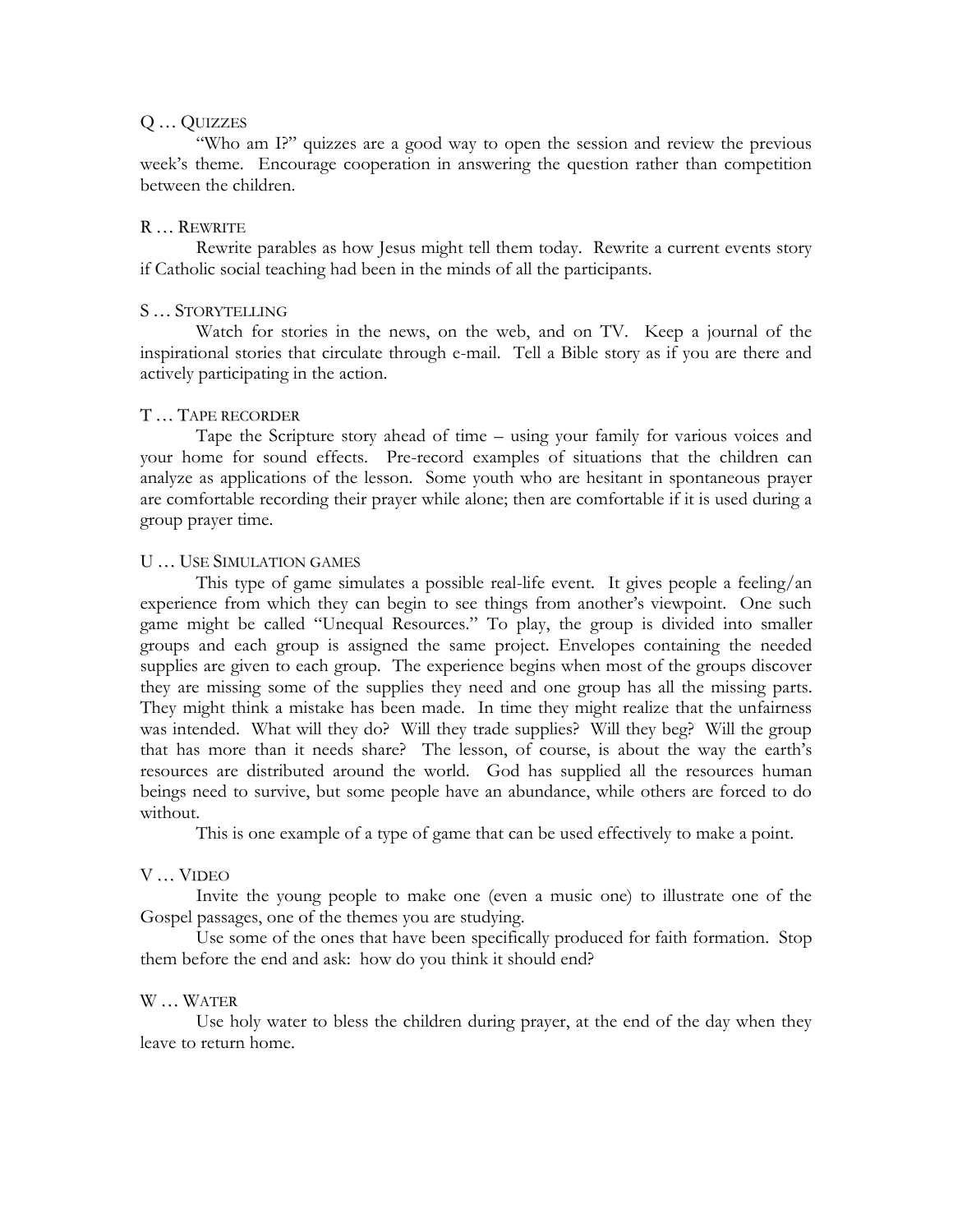Q … QUIZZES

"Who am I?" quizzes are a good way to open the session and review the previous week's theme. Encourage cooperation in answering the question rather than competition between the children.

R … REWRITE

Rewrite parables as how Jesus might tell them today. Rewrite a current events story if Catholic social teaching had been in the minds of all the participants.

S … STORYTELLING

Watch for stories in the news, on the web, and on TV. Keep a journal of the inspirational stories that circulate through e-mail. Tell a Bible story as if you are there and actively participating in the action.

T … TAPE RECORDER

Tape the Scripture story ahead of time – using your family for various voices and your home for sound effects. Pre-record examples of situations that the children can analyze as applications of the lesson. Some youth who are hesitant in spontaneous prayer are comfortable recording their prayer while alone; then are comfortable if it is used during a group prayer time.

U … USE SIMULATION GAMES

This type of game simulates a possible real-life event. It gives people a feeling/an experience from which they can begin to see things from another's viewpoint. One such game might be called "Unequal Resources." To play, the group is divided into smaller groups and each group is assigned the same project. Envelopes containing the needed supplies are given to each group. The experience begins when most of the groups discover they are missing some of the supplies they need and one group has all the missing parts. They might think a mistake has been made. In time they might realize that the unfairness was intended. What will they do? Will they trade supplies? Will they beg? Will the group that has more than it needs share? The lesson, of course, is about the way the earth's resources are distributed around the world. God has supplied all the resources human beings need to survive, but some people have an abundance, while others are forced to do without.

This is one example of a type of game that can be used effectively to make a point.

V … VIDEO

Invite the young people to make one (even a music one) to illustrate one of the Gospel passages, one of the themes you are studying.

Use some of the ones that have been specifically produced for faith formation. Stop them before the end and ask: how do you think it should end?

W … WATER

Use holy water to bless the children during prayer, at the end of the day when they leave to return home.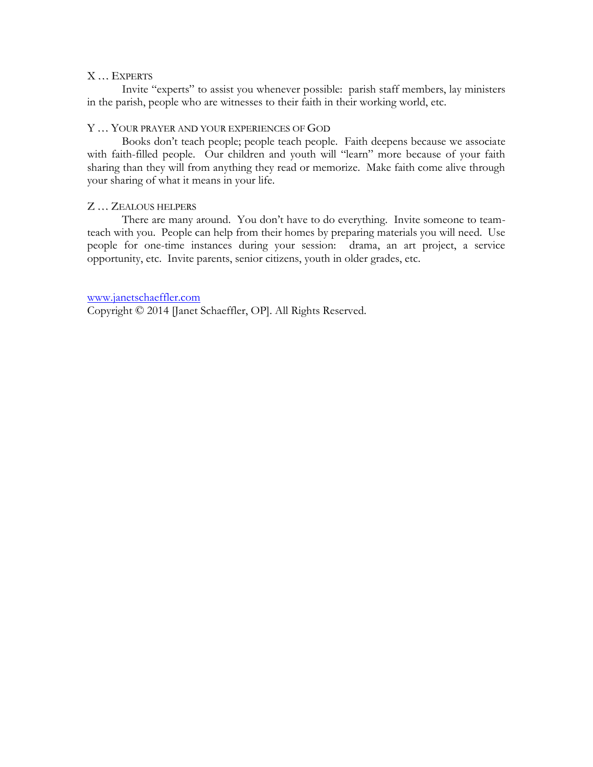X … EXPERTS

Invite "experts" to assist you whenever possible: parish staff members, lay ministers in the parish, people who are witnesses to their faith in their working world, etc.

Y … YOUR PRAYER AND YOUR EXPERIENCES OF GOD

Books don't teach people; people teach people. Faith deepens because we associate with faith-filled people. Our children and youth will "learn" more because of your faith sharing than they will from anything they read or memorize. Make faith come alive through your sharing of what it means in your life.

Z … ZEALOUS HELPERS

There are many around. You don't have to do everything. Invite someone to team-teach with you. People can help from their homes by preparing materials you will need. Use people for one-time instances during your session: drama, an art project, a service opportunity, etc. Invite parents, senior citizens, youth in older grades, etc.

www.janetschaeffler.com
Copyright © 2014 [Janet Schaeffler, OP]. All Rights Reserved.